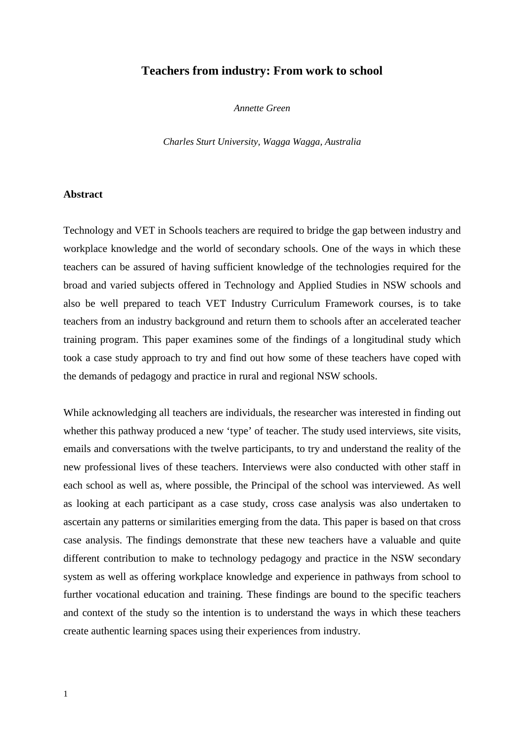# Teachers from industry: From work to school

*Annette Green*

*Charles Sturt University, Wagga Wagga, Australia*

## Abstract

Technology and VET in Schools teachers are required to bridge the gap between industry and workplace knowledge and the world of secondary schools. One of the ways in which these teachers can be assured of having sufficient knowledge of the technologies required for the broad and varied subjects offered in Technology and Applied Studies in NSW schools and also be well prepared to teach VET Industry Curriculum Framework courses, is to take teachers from an industry background and return them to schools after an accelerated teacher training program. This paper examines some of the findings of a longitudinal study which took a case study approach to try and find out how some of these teachers have coped with the demands of pedagogy and practice in rural and regional NSW schools.

While acknowledging all teachers are individuals, the researcher was interested in finding out whether this pathway produced a new 'type' of teacher. The study used interviews, site visits, emails and conversations with the twelve participants, to try and understand the reality of the new professional lives of these teachers. Interviews were also conducted with other staff in each school as well as, where possible, the Principal of the school was interviewed. As well as looking at each participant as a case study, cross case analysis was also undertaken to ascertain any patterns or similarities emerging from the data. This paper is based on that cross case analysis. The findings demonstrate that these new teachers have a valuable and quite different contribution to make to technology pedagogy and practice in the NSW secondary system as well as offering workplace knowledge and experience in pathways from school to further vocational education and training. These findings are bound to the specific teachers and context of the study so the intention is to understand the ways in which these teachers create authentic learning spaces using their experiences from industry.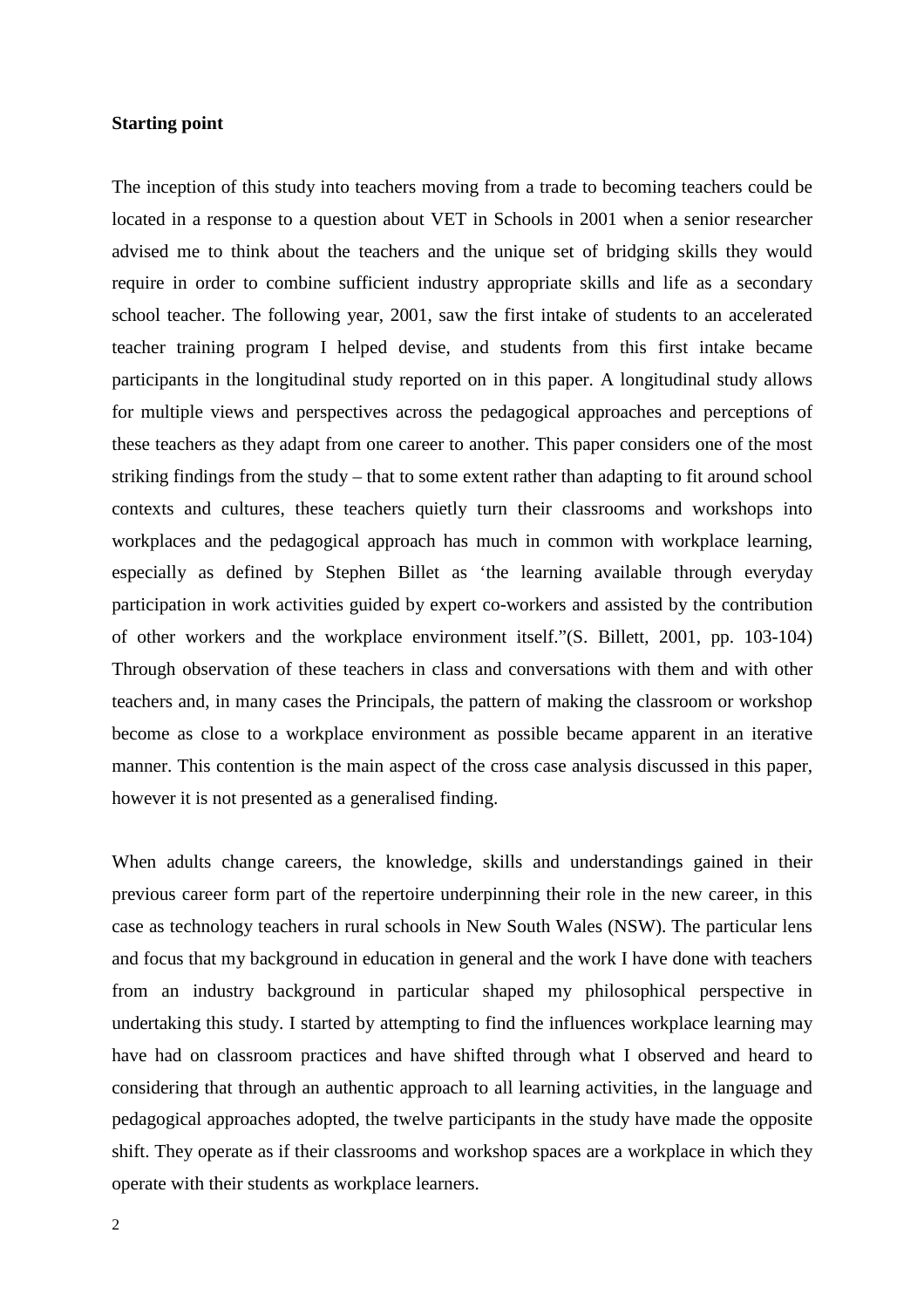**Starting point**

The inception of this study into teachers moving from a trade to becoming teachers could be located in a response to a question about VET in Schools in 2001 when a senior researcher advised me to think about the teachers and the unique set of bridging skills they would require in order to combine sufficient industry appropriate skills and life as a secondary school teacher. The following year, 2001, saw the first intake of students to an accelerated teacher training program I helped devise, and students from this first intake became participants in the longitudinal study reported on in this paper. A longitudinal study allows for multiple views and perspectives across the pedagogical approaches and perceptions of these teachers as they adapt from one career to another. This paper considers one of the most striking findings from the study – that to some extent rather than adapting to fit around school contexts and cultures, these teachers quietly turn their classrooms and workshops into workplaces and the pedagogical approach has much in common with workplace learning, especially as defined by Stephen Billet as 'the learning available through everyday participation in work activities guided by expert co-workers and assisted by the contribution of other workers and the workplace environment itself."(S. Billett, 2001, pp. 103-104) Through observation of these teachers in class and conversations with them and with other teachers and, in many cases the Principals, the pattern of making the classroom or workshop become as close to a workplace environment as possible became apparent in an iterative manner. This contention is the main aspect of the cross case analysis discussed in this paper, however it is not presented as a generalised finding.

When adults change careers, the knowledge, skills and understandings gained in their previous career form part of the repertoire underpinning their role in the new career, in this case as technology teachers in rural schools in New South Wales (NSW). The particular lens and focus that my background in education in general and the work I have done with teachers from an industry background in particular shaped my philosophical perspective in undertaking this study. I started by attempting to find the influences workplace learning may have had on classroom practices and have shifted through what I observed and heard to considering that through an authentic approach to all learning activities, in the language and pedagogical approaches adopted, the twelve participants in the study have made the opposite shift. They operate as if their classrooms and workshop spaces are a workplace in which they operate with their students as workplace learners.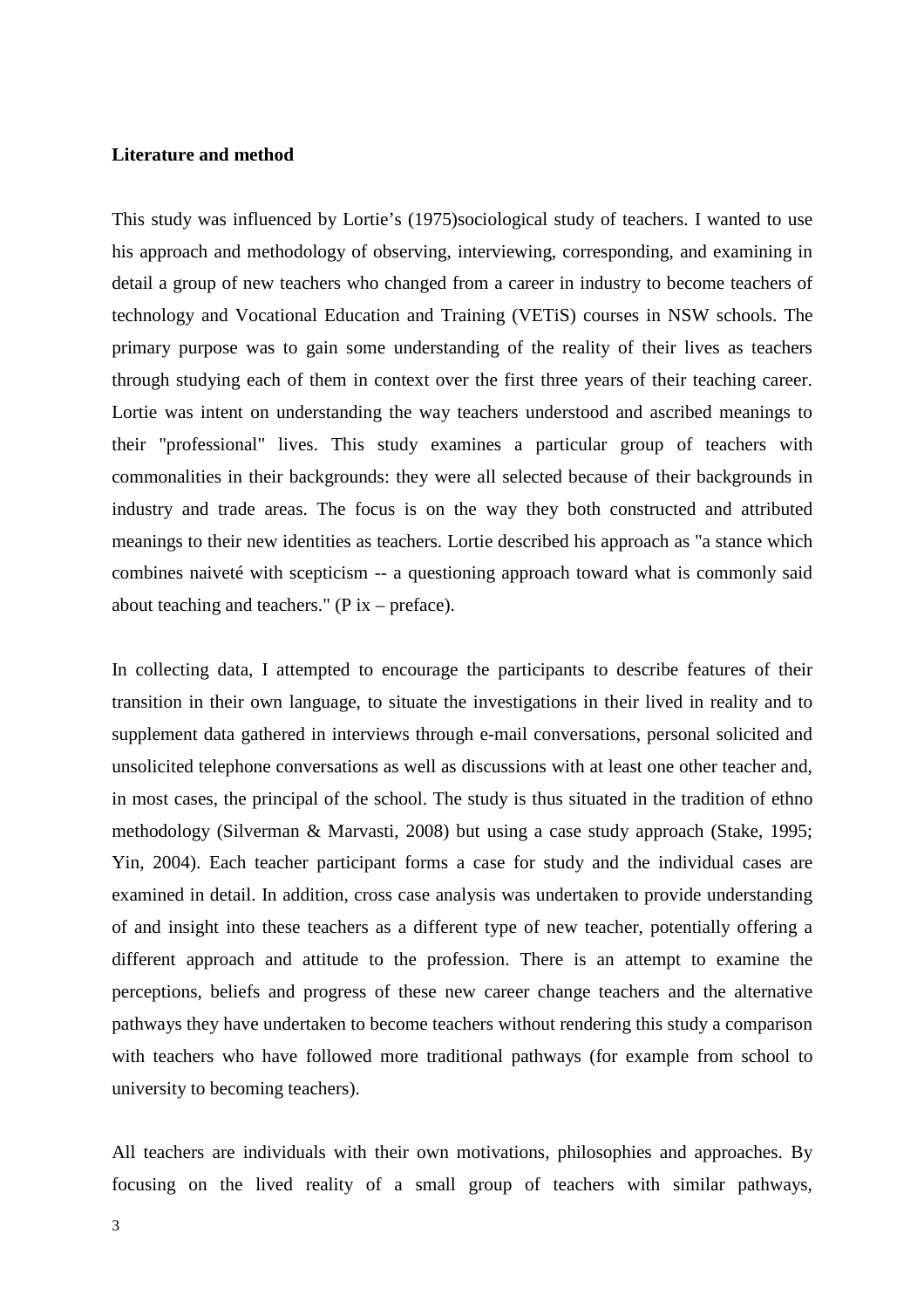**Literature and method**

This study was influenced by Lortie's (1975)sociological study of teachers. I wanted to use his approach and methodology of observing, interviewing, corresponding, and examining in detail a group of new teachers who changed from a career in industry to become teachers of technology and Vocational Education and Training (VETiS) courses in NSW schools. The primary purpose was to gain some understanding of the reality of their lives as teachers through studying each of them in context over the first three years of their teaching career. Lortie was intent on understanding the way teachers understood and ascribed meanings to their "professional" lives. This study examines a particular group of teachers with commonalities in their backgrounds: they were all selected because of their backgrounds in industry and trade areas. The focus is on the way they both constructed and attributed meanings to their new identities as teachers. Lortie described his approach as "a stance which combines naiveté with scepticism -- a questioning approach toward what is commonly said about teaching and teachers." (P ix – preface).

In collecting data, I attempted to encourage the participants to describe features of their transition in their own language, to situate the investigations in their lived in reality and to supplement data gathered in interviews through e-mail conversations, personal solicited and unsolicited telephone conversations as well as discussions with at least one other teacher and, in most cases, the principal of the school. The study is thus situated in the tradition of ethno methodology (Silverman & Marvasti, 2008) but using a case study approach (Stake, 1995; Yin, 2004). Each teacher participant forms a case for study and the individual cases are examined in detail. In addition, cross case analysis was undertaken to provide understanding of and insight into these teachers as a different type of new teacher, potentially offering a different approach and attitude to the profession. There is an attempt to examine the perceptions, beliefs and progress of these new career change teachers and the alternative pathways they have undertaken to become teachers without rendering this study a comparison with teachers who have followed more traditional pathways (for example from school to university to becoming teachers).

All teachers are individuals with their own motivations, philosophies and approaches. By focusing on the lived reality of a small group of teachers with similar pathways,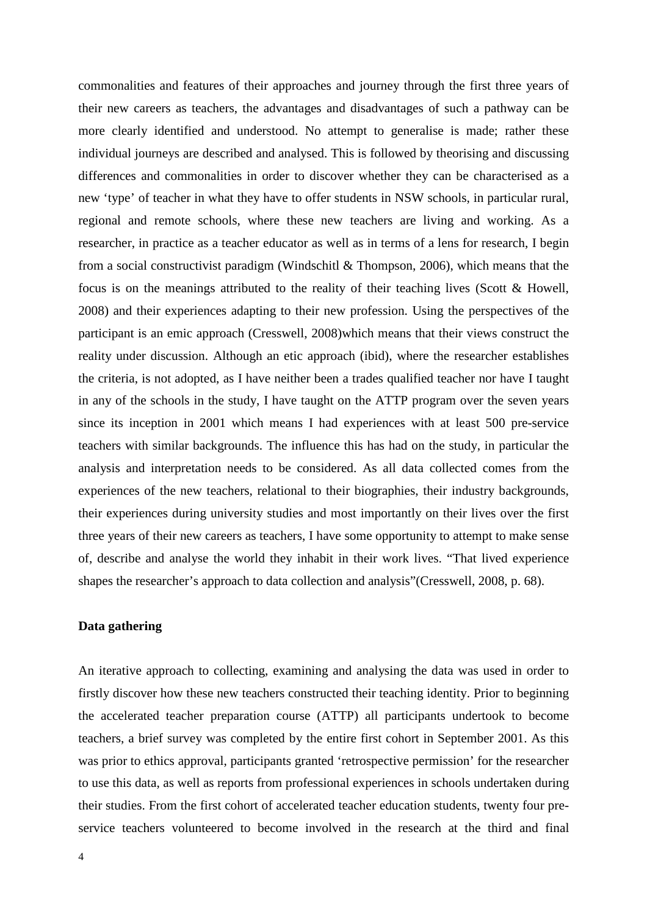commonalities and features of their approaches and journey through the first three years of their new careers as teachers, the advantages and disadvantages of such a pathway can be more clearly identified and understood. No attempt to generalise is made; rather these individual journeys are described and analysed. This is followed by theorising and discussing differences and commonalities in order to discover whether they can be characterised as a new 'type' of teacher in what they have to offer students in NSW schools, in particular rural, regional and remote schools, where these new teachers are living and working. As a researcher, in practice as a teacher educator as well as in terms of a lens for research, I begin from a social constructivist paradigm (Windschitl & Thompson, 2006), which means that the focus is on the meanings attributed to the reality of their teaching lives (Scott & Howell, 2008) and their experiences adapting to their new profession. Using the perspectives of the participant is an emic approach (Cresswell, 2008)which means that their views construct the reality under discussion. Although an etic approach (ibid), where the researcher establishes the criteria, is not adopted, as I have neither been a trades qualified teacher nor have I taught in any of the schools in the study, I have taught on the ATTP program over the seven years since its inception in 2001 which means I had experiences with at least 500 pre-service teachers with similar backgrounds. The influence this has had on the study, in particular the analysis and interpretation needs to be considered. As all data collected comes from the experiences of the new teachers, relational to their biographies, their industry backgrounds, their experiences during university studies and most importantly on their lives over the first three years of their new careers as teachers, I have some opportunity to attempt to make sense of, describe and analyse the world they inhabit in their work lives. "That lived experience shapes the researcher's approach to data collection and analysis"(Cresswell, 2008, p. 68).

**Data gathering**

An iterative approach to collecting, examining and analysing the data was used in order to firstly discover how these new teachers constructed their teaching identity. Prior to beginning the accelerated teacher preparation course (ATTP) all participants undertook to become teachers, a brief survey was completed by the entire first cohort in September 2001. As this was prior to ethics approval, participants granted 'retrospective permission' for the researcher to use this data, as well as reports from professional experiences in schools undertaken during their studies. From the first cohort of accelerated teacher education students, twenty four pre-service teachers volunteered to become involved in the research at the third and final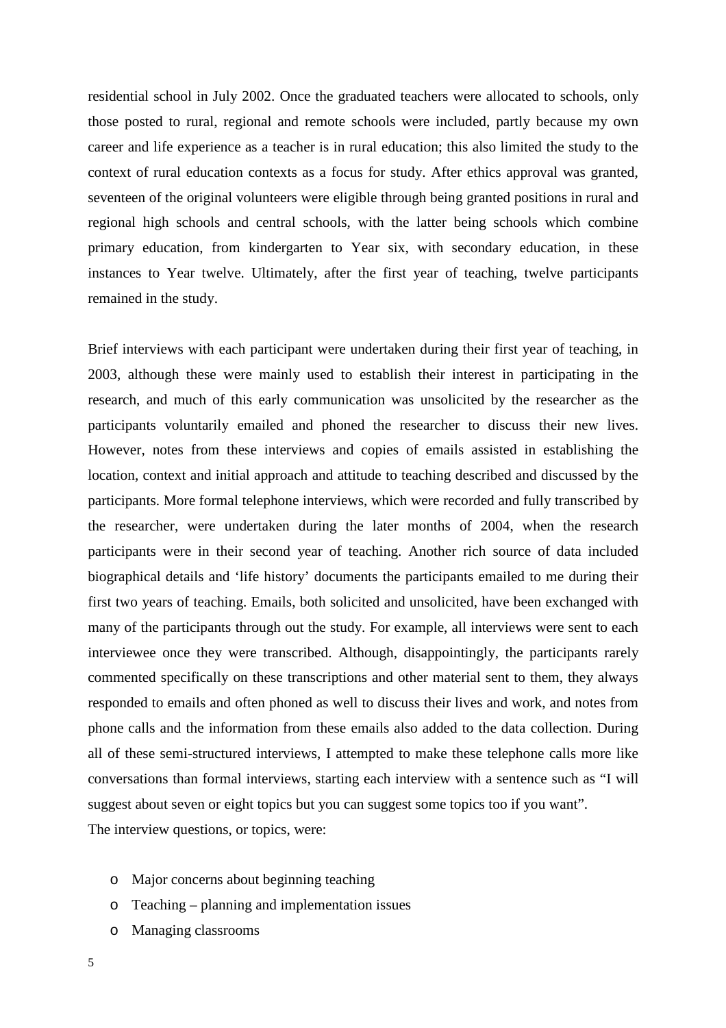residential school in July 2002. Once the graduated teachers were allocated to schools, only those posted to rural, regional and remote schools were included, partly because my own career and life experience as a teacher is in rural education; this also limited the study to the context of rural education contexts as a focus for study. After ethics approval was granted, seventeen of the original volunteers were eligible through being granted positions in rural and regional high schools and central schools, with the latter being schools which combine primary education, from kindergarten to Year six, with secondary education, in these instances to Year twelve. Ultimately, after the first year of teaching, twelve participants remained in the study.

Brief interviews with each participant were undertaken during their first year of teaching, in 2003, although these were mainly used to establish their interest in participating in the research, and much of this early communication was unsolicited by the researcher as the participants voluntarily emailed and phoned the researcher to discuss their new lives. However, notes from these interviews and copies of emails assisted in establishing the location, context and initial approach and attitude to teaching described and discussed by the participants. More formal telephone interviews, which were recorded and fully transcribed by the researcher, were undertaken during the later months of 2004, when the research participants were in their second year of teaching. Another rich source of data included biographical details and 'life history' documents the participants emailed to me during their first two years of teaching. Emails, both solicited and unsolicited, have been exchanged with many of the participants through out the study. For example, all interviews were sent to each interviewee once they were transcribed. Although, disappointingly, the participants rarely commented specifically on these transcriptions and other material sent to them, they always responded to emails and often phoned as well to discuss their lives and work, and notes from phone calls and the information from these emails also added to the data collection. During all of these semi-structured interviews, I attempted to make these telephone calls more like conversations than formal interviews, starting each interview with a sentence such as "I will suggest about seven or eight topics but you can suggest some topics too if you want".
The interview questions, or topics, were:

- Major concerns about beginning teaching
- Teaching – planning and implementation issues
- Managing classrooms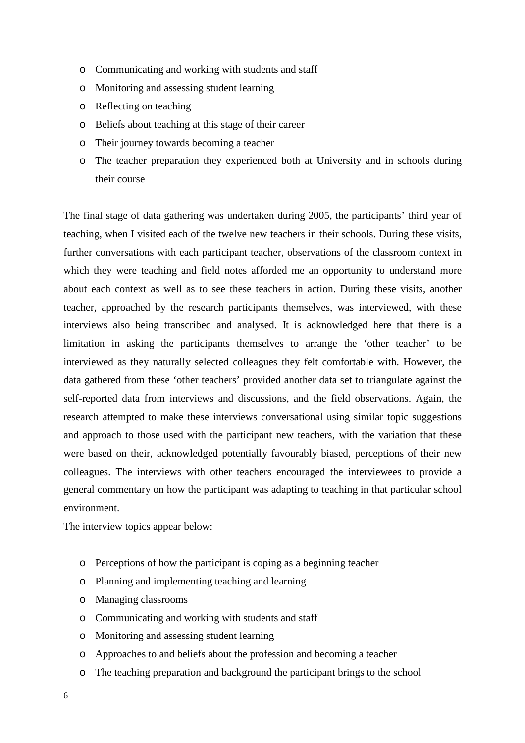- Communicating and working with students and staff
- Monitoring and assessing student learning
- Reflecting on teaching
- Beliefs about teaching at this stage of their career
- Their journey towards becoming a teacher
- The teacher preparation they experienced both at University and in schools during their course

The final stage of data gathering was undertaken during 2005, the participants' third year of teaching, when I visited each of the twelve new teachers in their schools. During these visits, further conversations with each participant teacher, observations of the classroom context in which they were teaching and field notes afforded me an opportunity to understand more about each context as well as to see these teachers in action. During these visits, another teacher, approached by the research participants themselves, was interviewed, with these interviews also being transcribed and analysed. It is acknowledged here that there is a limitation in asking the participants themselves to arrange the 'other teacher' to be interviewed as they naturally selected colleagues they felt comfortable with. However, the data gathered from these 'other teachers' provided another data set to triangulate against the self-reported data from interviews and discussions, and the field observations. Again, the research attempted to make these interviews conversational using similar topic suggestions and approach to those used with the participant new teachers, with the variation that these were based on their, acknowledged potentially favourably biased, perceptions of their new colleagues. The interviews with other teachers encouraged the interviewees to provide a general commentary on how the participant was adapting to teaching in that particular school environment.

The interview topics appear below:

- Perceptions of how the participant is coping as a beginning teacher
- Planning and implementing teaching and learning
- Managing classrooms
- Communicating and working with students and staff
- Monitoring and assessing student learning
- Approaches to and beliefs about the profession and becoming a teacher
- The teaching preparation and background the participant brings to the school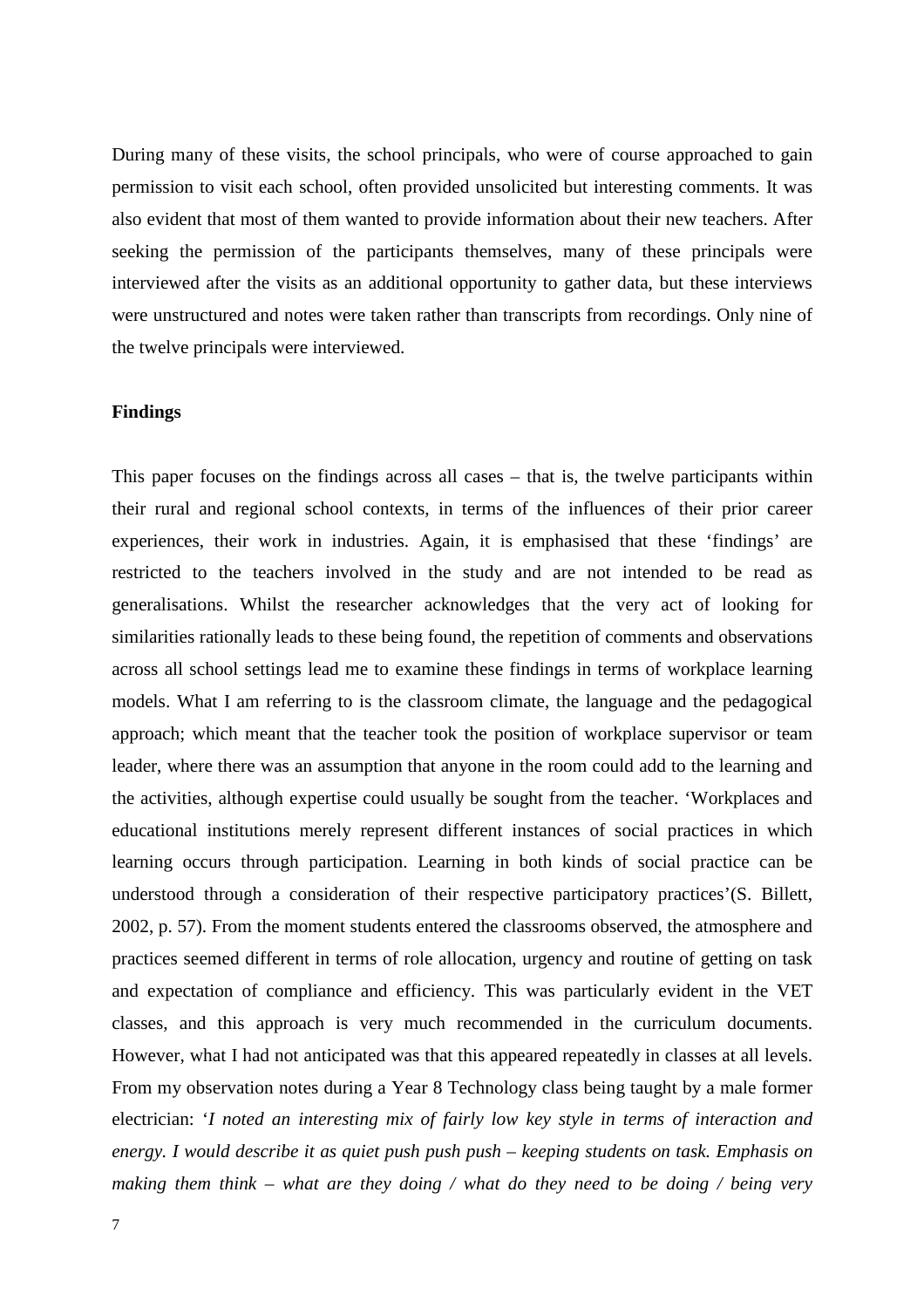During many of these visits, the school principals, who were of course approached to gain permission to visit each school, often provided unsolicited but interesting comments. It was also evident that most of them wanted to provide information about their new teachers. After seeking the permission of the participants themselves, many of these principals were interviewed after the visits as an additional opportunity to gather data, but these interviews were unstructured and notes were taken rather than transcripts from recordings. Only nine of the twelve principals were interviewed.

**Findings**

This paper focuses on the findings across all cases – that is, the twelve participants within their rural and regional school contexts, in terms of the influences of their prior career experiences, their work in industries. Again, it is emphasised that these 'findings' are restricted to the teachers involved in the study and are not intended to be read as generalisations. Whilst the researcher acknowledges that the very act of looking for similarities rationally leads to these being found, the repetition of comments and observations across all school settings lead me to examine these findings in terms of workplace learning models. What I am referring to is the classroom climate, the language and the pedagogical approach; which meant that the teacher took the position of workplace supervisor or team leader, where there was an assumption that anyone in the room could add to the learning and the activities, although expertise could usually be sought from the teacher. 'Workplaces and educational institutions merely represent different instances of social practices in which learning occurs through participation. Learning in both kinds of social practice can be understood through a consideration of their respective participatory practices'(S. Billett, 2002, p. 57). From the moment students entered the classrooms observed, the atmosphere and practices seemed different in terms of role allocation, urgency and routine of getting on task and expectation of compliance and efficiency. This was particularly evident in the VET classes, and this approach is very much recommended in the curriculum documents. However, what I had not anticipated was that this appeared repeatedly in classes at all levels. From my observation notes during a Year 8 Technology class being taught by a male former electrician: '*I noted an interesting mix of fairly low key style in terms of interaction and energy. I would describe it as quiet push push push – keeping students on task. Emphasis on making them think – what are they doing / what do they need to be doing / being very*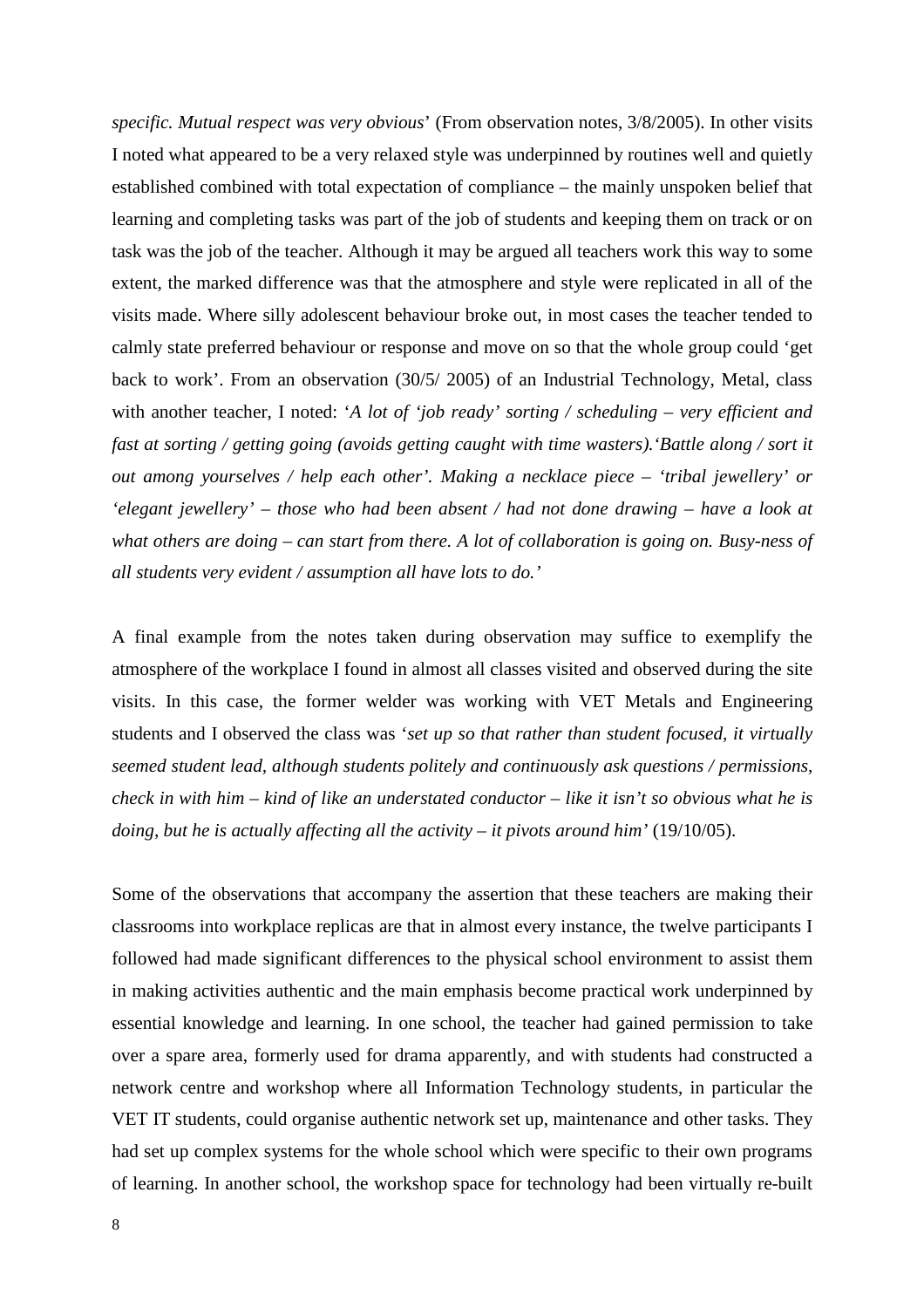*specific. Mutual respect was very obvious*' (From observation notes, 3/8/2005). In other visits I noted what appeared to be a very relaxed style was underpinned by routines well and quietly established combined with total expectation of compliance – the mainly unspoken belief that learning and completing tasks was part of the job of students and keeping them on track or on task was the job of the teacher. Although it may be argued all teachers work this way to some extent, the marked difference was that the atmosphere and style were replicated in all of the visits made. Where silly adolescent behaviour broke out, in most cases the teacher tended to calmly state preferred behaviour or response and move on so that the whole group could 'get back to work'. From an observation (30/5/ 2005) of an Industrial Technology, Metal, class with another teacher, I noted: '*A lot of 'job ready' sorting / scheduling – very efficient and fast at sorting / getting going (avoids getting caught with time wasters).'Battle along / sort it out among yourselves / help each other'. Making a necklace piece – 'tribal jewellery' or 'elegant jewellery' – those who had been absent / had not done drawing – have a look at what others are doing – can start from there. A lot of collaboration is going on. Busy-ness of all students very evident / assumption all have lots to do.*'

A final example from the notes taken during observation may suffice to exemplify the atmosphere of the workplace I found in almost all classes visited and observed during the site visits. In this case, the former welder was working with VET Metals and Engineering students and I observed the class was '*set up so that rather than student focused, it virtually seemed student lead, although students politely and continuously ask questions / permissions, check in with him – kind of like an understated conductor – like it isn't so obvious what he is doing, but he is actually affecting all the activity – it pivots around him*' (19/10/05).

Some of the observations that accompany the assertion that these teachers are making their classrooms into workplace replicas are that in almost every instance, the twelve participants I followed had made significant differences to the physical school environment to assist them in making activities authentic and the main emphasis become practical work underpinned by essential knowledge and learning. In one school, the teacher had gained permission to take over a spare area, formerly used for drama apparently, and with students had constructed a network centre and workshop where all Information Technology students, in particular the VET IT students, could organise authentic network set up, maintenance and other tasks. They had set up complex systems for the whole school which were specific to their own programs of learning. In another school, the workshop space for technology had been virtually re-built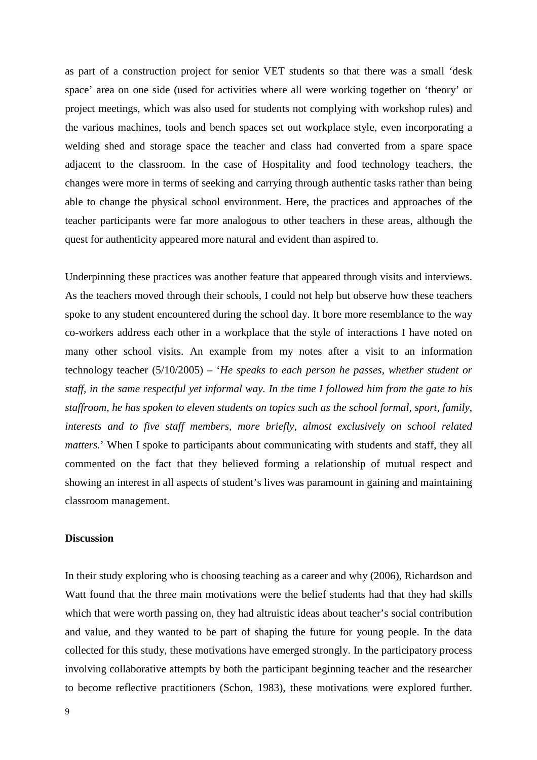as part of a construction project for senior VET students so that there was a small 'desk space' area on one side (used for activities where all were working together on 'theory' or project meetings, which was also used for students not complying with workshop rules) and the various machines, tools and bench spaces set out workplace style, even incorporating a welding shed and storage space the teacher and class had converted from a spare space adjacent to the classroom. In the case of Hospitality and food technology teachers, the changes were more in terms of seeking and carrying through authentic tasks rather than being able to change the physical school environment. Here, the practices and approaches of the teacher participants were far more analogous to other teachers in these areas, although the quest for authenticity appeared more natural and evident than aspired to.

Underpinning these practices was another feature that appeared through visits and interviews. As the teachers moved through their schools, I could not help but observe how these teachers spoke to any student encountered during the school day. It bore more resemblance to the way co-workers address each other in a workplace that the style of interactions I have noted on many other school visits. An example from my notes after a visit to an information technology teacher (5/10/2005) – '*He speaks to each person he passes, whether student or staff, in the same respectful yet informal way. In the time I followed him from the gate to his staffroom, he has spoken to eleven students on topics such as the school formal, sport, family, interests and to five staff members, more briefly, almost exclusively on school related matters.*' When I spoke to participants about communicating with students and staff, they all commented on the fact that they believed forming a relationship of mutual respect and showing an interest in all aspects of student's lives was paramount in gaining and maintaining classroom management.

**Discussion**

In their study exploring who is choosing teaching as a career and why (2006), Richardson and Watt found that the three main motivations were the belief students had that they had skills which that were worth passing on, they had altruistic ideas about teacher's social contribution and value, and they wanted to be part of shaping the future for young people. In the data collected for this study, these motivations have emerged strongly. In the participatory process involving collaborative attempts by both the participant beginning teacher and the researcher to become reflective practitioners (Schon, 1983), these motivations were explored further.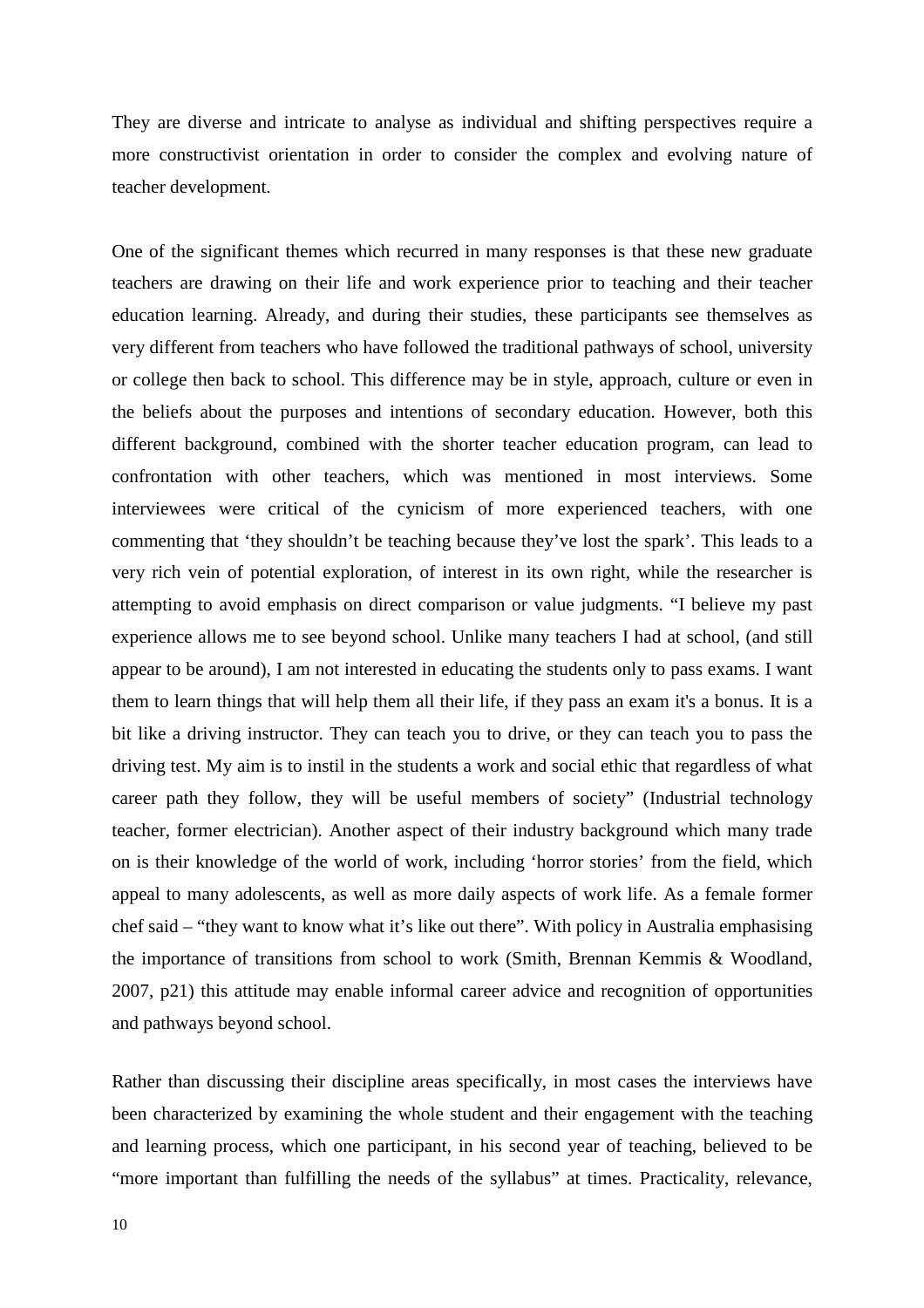They are diverse and intricate to analyse as individual and shifting perspectives require a more constructivist orientation in order to consider the complex and evolving nature of teacher development.

One of the significant themes which recurred in many responses is that these new graduate teachers are drawing on their life and work experience prior to teaching and their teacher education learning. Already, and during their studies, these participants see themselves as very different from teachers who have followed the traditional pathways of school, university or college then back to school. This difference may be in style, approach, culture or even in the beliefs about the purposes and intentions of secondary education. However, both this different background, combined with the shorter teacher education program, can lead to confrontation with other teachers, which was mentioned in most interviews. Some interviewees were critical of the cynicism of more experienced teachers, with one commenting that 'they shouldn't be teaching because they've lost the spark'. This leads to a very rich vein of potential exploration, of interest in its own right, while the researcher is attempting to avoid emphasis on direct comparison or value judgments. "I believe my past experience allows me to see beyond school. Unlike many teachers I had at school, (and still appear to be around), I am not interested in educating the students only to pass exams. I want them to learn things that will help them all their life, if they pass an exam it's a bonus. It is a bit like a driving instructor. They can teach you to drive, or they can teach you to pass the driving test. My aim is to instil in the students a work and social ethic that regardless of what career path they follow, they will be useful members of society" (Industrial technology teacher, former electrician). Another aspect of their industry background which many trade on is their knowledge of the world of work, including 'horror stories' from the field, which appeal to many adolescents, as well as more daily aspects of work life. As a female former chef said – "they want to know what it's like out there". With policy in Australia emphasising the importance of transitions from school to work (Smith, Brennan Kemmis & Woodland, 2007, p21) this attitude may enable informal career advice and recognition of opportunities and pathways beyond school.

Rather than discussing their discipline areas specifically, in most cases the interviews have been characterized by examining the whole student and their engagement with the teaching and learning process, which one participant, in his second year of teaching, believed to be "more important than fulfilling the needs of the syllabus" at times. Practicality, relevance,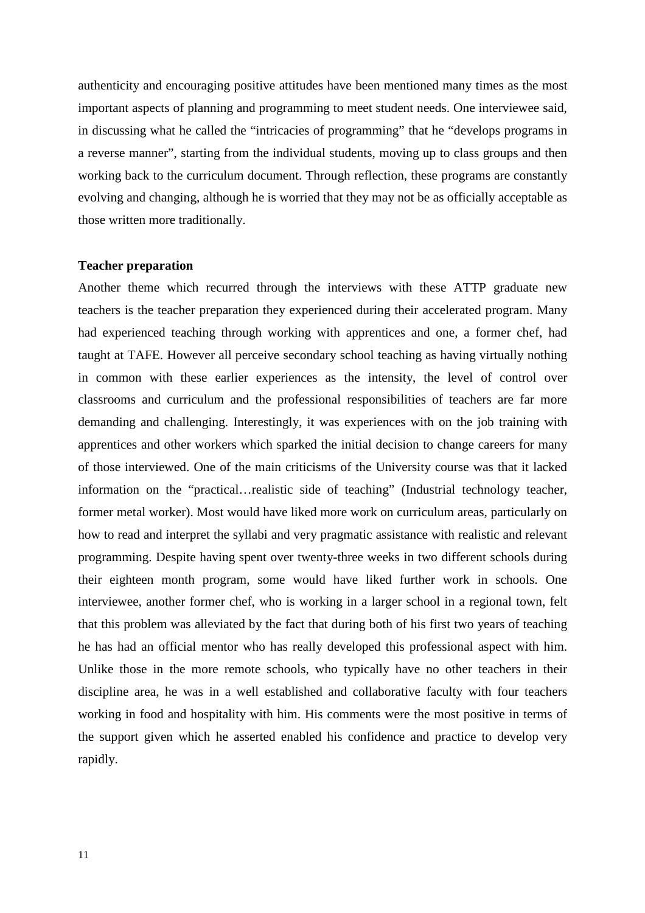authenticity and encouraging positive attitudes have been mentioned many times as the most important aspects of planning and programming to meet student needs. One interviewee said, in discussing what he called the "intricacies of programming" that he "develops programs in a reverse manner", starting from the individual students, moving up to class groups and then working back to the curriculum document. Through reflection, these programs are constantly evolving and changing, although he is worried that they may not be as officially acceptable as those written more traditionally.

**Teacher preparation**

Another theme which recurred through the interviews with these ATTP graduate new teachers is the teacher preparation they experienced during their accelerated program. Many had experienced teaching through working with apprentices and one, a former chef, had taught at TAFE. However all perceive secondary school teaching as having virtually nothing in common with these earlier experiences as the intensity, the level of control over classrooms and curriculum and the professional responsibilities of teachers are far more demanding and challenging. Interestingly, it was experiences with on the job training with apprentices and other workers which sparked the initial decision to change careers for many of those interviewed. One of the main criticisms of the University course was that it lacked information on the "practical…realistic side of teaching" (Industrial technology teacher, former metal worker). Most would have liked more work on curriculum areas, particularly on how to read and interpret the syllabi and very pragmatic assistance with realistic and relevant programming. Despite having spent over twenty-three weeks in two different schools during their eighteen month program, some would have liked further work in schools. One interviewee, another former chef, who is working in a larger school in a regional town, felt that this problem was alleviated by the fact that during both of his first two years of teaching he has had an official mentor who has really developed this professional aspect with him. Unlike those in the more remote schools, who typically have no other teachers in their discipline area, he was in a well established and collaborative faculty with four teachers working in food and hospitality with him. His comments were the most positive in terms of the support given which he asserted enabled his confidence and practice to develop very rapidly.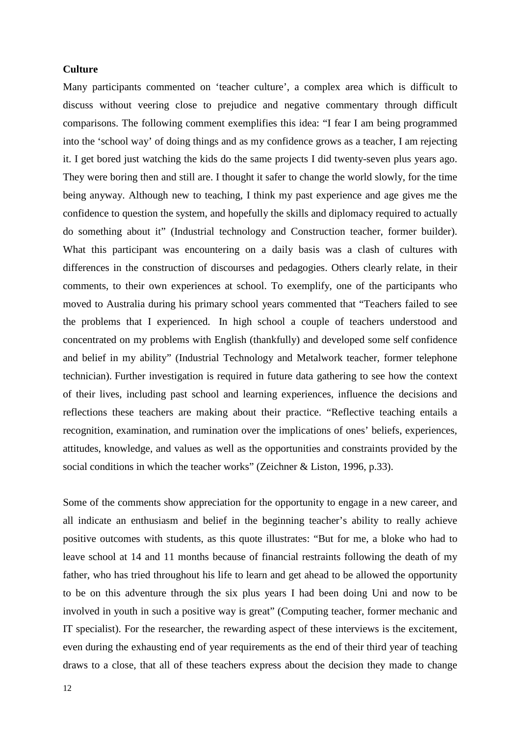**Culture**

Many participants commented on 'teacher culture', a complex area which is difficult to discuss without veering close to prejudice and negative commentary through difficult comparisons. The following comment exemplifies this idea: "I fear I am being programmed into the 'school way' of doing things and as my confidence grows as a teacher, I am rejecting it. I get bored just watching the kids do the same projects I did twenty-seven plus years ago. They were boring then and still are. I thought it safer to change the world slowly, for the time being anyway. Although new to teaching, I think my past experience and age gives me the confidence to question the system, and hopefully the skills and diplomacy required to actually do something about it" (Industrial technology and Construction teacher, former builder). What this participant was encountering on a daily basis was a clash of cultures with differences in the construction of discourses and pedagogies. Others clearly relate, in their comments, to their own experiences at school. To exemplify, one of the participants who moved to Australia during his primary school years commented that "Teachers failed to see the problems that I experienced. In high school a couple of teachers understood and concentrated on my problems with English (thankfully) and developed some self confidence and belief in my ability" (Industrial Technology and Metalwork teacher, former telephone technician). Further investigation is required in future data gathering to see how the context of their lives, including past school and learning experiences, influence the decisions and reflections these teachers are making about their practice. "Reflective teaching entails a recognition, examination, and rumination over the implications of ones' beliefs, experiences, attitudes, knowledge, and values as well as the opportunities and constraints provided by the social conditions in which the teacher works" (Zeichner & Liston, 1996, p.33).

Some of the comments show appreciation for the opportunity to engage in a new career, and all indicate an enthusiasm and belief in the beginning teacher's ability to really achieve positive outcomes with students, as this quote illustrates: "But for me, a bloke who had to leave school at 14 and 11 months because of financial restraints following the death of my father, who has tried throughout his life to learn and get ahead to be allowed the opportunity to be on this adventure through the six plus years I had been doing Uni and now to be involved in youth in such a positive way is great" (Computing teacher, former mechanic and IT specialist). For the researcher, the rewarding aspect of these interviews is the excitement, even during the exhausting end of year requirements as the end of their third year of teaching draws to a close, that all of these teachers express about the decision they made to change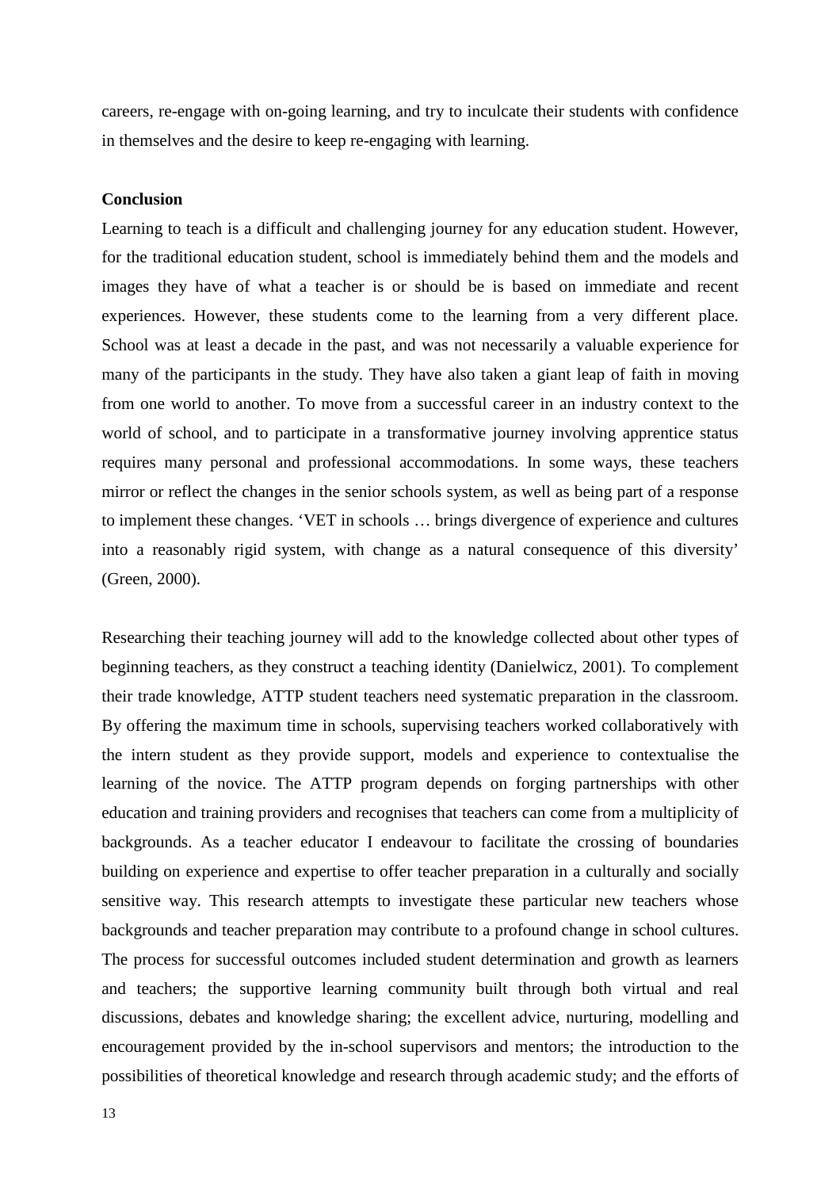careers, re-engage with on-going learning, and try to inculcate their students with confidence in themselves and the desire to keep re-engaging with learning.

**Conclusion**

Learning to teach is a difficult and challenging journey for any education student. However, for the traditional education student, school is immediately behind them and the models and images they have of what a teacher is or should be is based on immediate and recent experiences. However, these students come to the learning from a very different place. School was at least a decade in the past, and was not necessarily a valuable experience for many of the participants in the study. They have also taken a giant leap of faith in moving from one world to another. To move from a successful career in an industry context to the world of school, and to participate in a transformative journey involving apprentice status requires many personal and professional accommodations. In some ways, these teachers mirror or reflect the changes in the senior schools system, as well as being part of a response to implement these changes. 'VET in schools … brings divergence of experience and cultures into a reasonably rigid system, with change as a natural consequence of this diversity' (Green, 2000).

Researching their teaching journey will add to the knowledge collected about other types of beginning teachers, as they construct a teaching identity (Danielwicz, 2001). To complement their trade knowledge, ATTP student teachers need systematic preparation in the classroom. By offering the maximum time in schools, supervising teachers worked collaboratively with the intern student as they provide support, models and experience to contextualise the learning of the novice. The ATTP program depends on forging partnerships with other education and training providers and recognises that teachers can come from a multiplicity of backgrounds. As a teacher educator I endeavour to facilitate the crossing of boundaries building on experience and expertise to offer teacher preparation in a culturally and socially sensitive way. This research attempts to investigate these particular new teachers whose backgrounds and teacher preparation may contribute to a profound change in school cultures. The process for successful outcomes included student determination and growth as learners and teachers; the supportive learning community built through both virtual and real discussions, debates and knowledge sharing; the excellent advice, nurturing, modelling and encouragement provided by the in-school supervisors and mentors; the introduction to the possibilities of theoretical knowledge and research through academic study; and the efforts of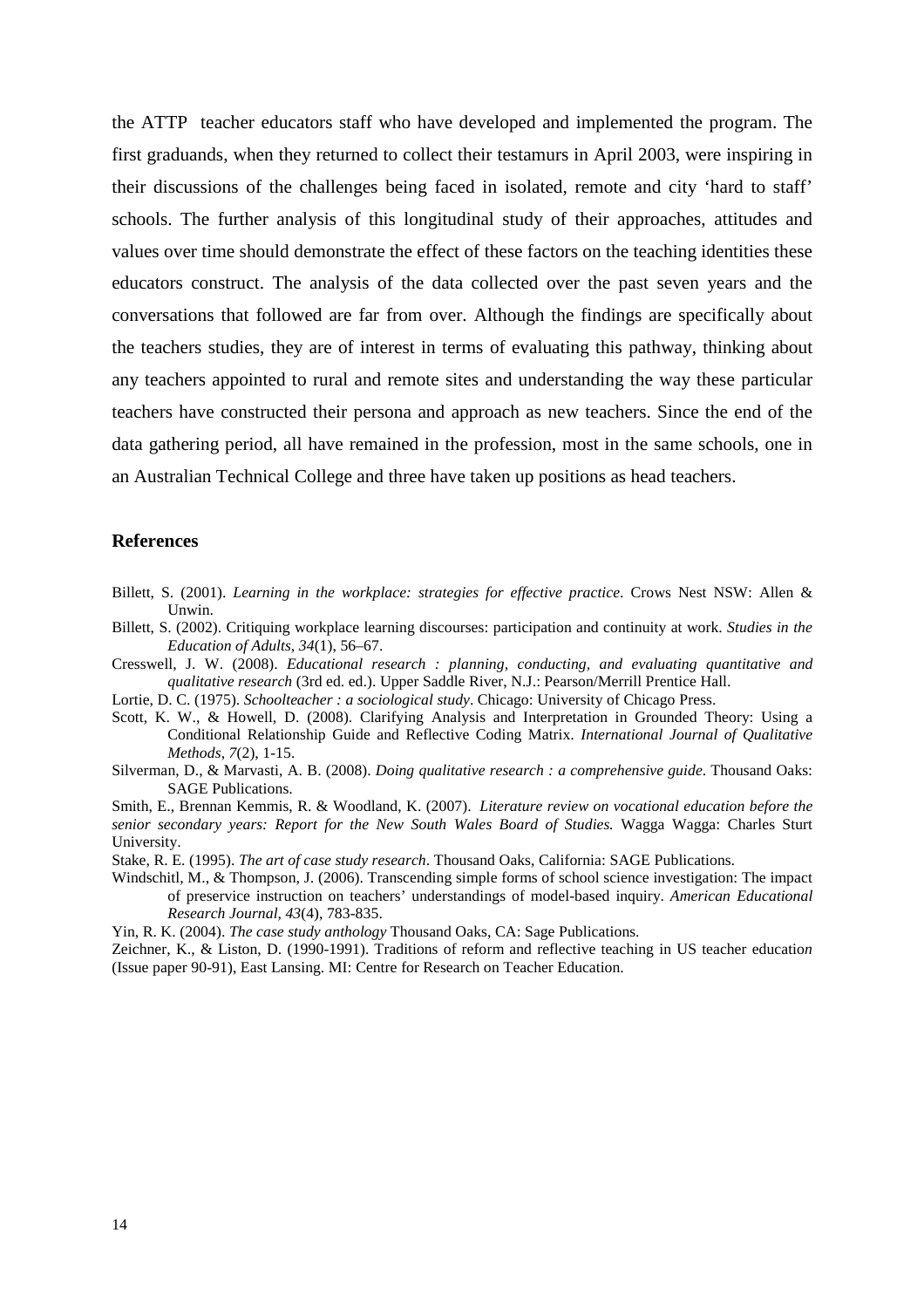the ATTP teacher educators staff who have developed and implemented the program. The first graduands, when they returned to collect their testamurs in April 2003, were inspiring in their discussions of the challenges being faced in isolated, remote and city 'hard to staff' schools. The further analysis of this longitudinal study of their approaches, attitudes and values over time should demonstrate the effect of these factors on the teaching identities these educators construct. The analysis of the data collected over the past seven years and the conversations that followed are far from over. Although the findings are specifically about the teachers studies, they are of interest in terms of evaluating this pathway, thinking about any teachers appointed to rural and remote sites and understanding the way these particular teachers have constructed their persona and approach as new teachers. Since the end of the data gathering period, all have remained in the profession, most in the same schools, one in an Australian Technical College and three have taken up positions as head teachers.

## References

Billett, S. (2001). *Learning in the workplace: strategies for effective practice*. Crows Nest NSW: Allen & Unwin.

Billett, S. (2002). Critiquing workplace learning discourses: participation and continuity at work. *Studies in the Education of Adults, 34*(1), 56–67.

Cresswell, J. W. (2008). *Educational research : planning, conducting, and evaluating quantitative and qualitative research* (3rd ed. ed.). Upper Saddle River, N.J.: Pearson/Merrill Prentice Hall.

Lortie, D. C. (1975). *Schoolteacher : a sociological study*. Chicago: University of Chicago Press.

Scott, K. W., & Howell, D. (2008). Clarifying Analysis and Interpretation in Grounded Theory: Using a Conditional Relationship Guide and Reflective Coding Matrix. *International Journal of Qualitative Methods, 7*(2), 1-15.

Silverman, D., & Marvasti, A. B. (2008). *Doing qualitative research : a comprehensive guide*. Thousand Oaks: SAGE Publications.

Smith, E., Brennan Kemmis, R. & Woodland, K. (2007). *Literature review on vocational education before the senior secondary years: Report for the New South Wales Board of Studies.* Wagga Wagga: Charles Sturt University.

Stake, R. E. (1995). *The art of case study research*. Thousand Oaks, California: SAGE Publications.

Windschitl, M., & Thompson, J. (2006). Transcending simple forms of school science investigation: The impact of preservice instruction on teachers' understandings of model-based inquiry. *American Educational Research Journal, 43*(4), 783-835.

Yin, R. K. (2004). *The case study anthology* Thousand Oaks, CA: Sage Publications.

Zeichner, K., & Liston, D. (1990-1991). Traditions of reform and reflective teaching in US teacher educatio*n* (Issue paper 90-91), East Lansing. MI: Centre for Research on Teacher Education.